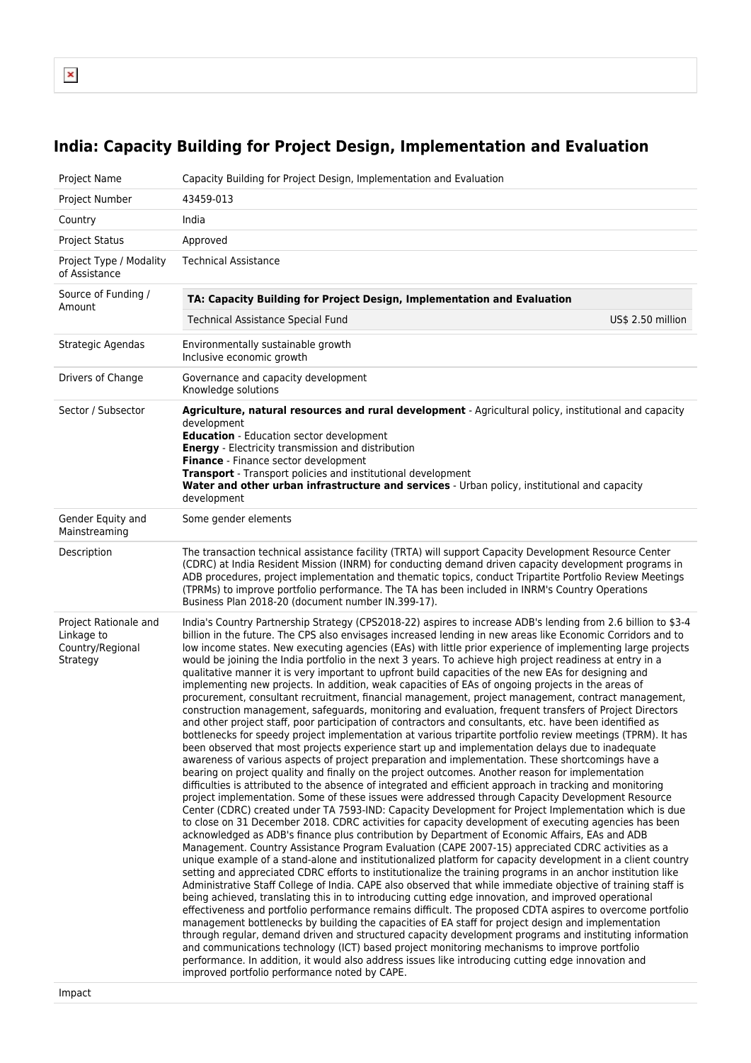# India: Capacity Building for Project Design, Implementation and Evaluation

| | |
|---|---|
| Project Name | Capacity Building for Project Design, Implementation and Evaluation |
| Project Number | 43459-013 |
| Country | India |
| Project Status | Approved |
| Project Type / Modality of Assistance | Technical Assistance |
| Source of Funding / Amount | **TA: Capacity Building for Project Design, Implementation and Evaluation**<br>Technical Assistance Special Fund — US$ 2.50 million |
| Strategic Agendas | Environmentally sustainable growth<br>Inclusive economic growth |
| Drivers of Change | Governance and capacity development<br>Knowledge solutions |
| Sector / Subsector | **Agriculture, natural resources and rural development** - Agricultural policy, institutional and capacity development<br>**Education** - Education sector development<br>**Energy** - Electricity transmission and distribution<br>**Finance** - Finance sector development<br>**Transport** - Transport policies and institutional development<br>**Water and other urban infrastructure and services** - Urban policy, institutional and capacity development |
| Gender Equity and Mainstreaming | Some gender elements |
| Description | The transaction technical assistance facility (TRTA) will support Capacity Development Resource Center (CDRC) at India Resident Mission (INRM) for conducting demand driven capacity development programs in ADB procedures, project implementation and thematic topics, conduct Tripartite Portfolio Review Meetings (TPRMs) to improve portfolio performance. The TA has been included in INRM's Country Operations Business Plan 2018-20 (document number IN.399-17). |
| Project Rationale and Linkage to Country/Regional Strategy | India's Country Partnership Strategy (CPS2018-22) aspires to increase ADB's lending from 2.6 billion to $3-4 billion in the future. The CPS also envisages increased lending in new areas like Economic Corridors and to low income states. New executing agencies (EAs) with little prior experience of implementing large projects would be joining the India portfolio in the next 3 years. To achieve high project readiness at entry in a qualitative manner it is very important to upfront build capacities of the new EAs for designing and implementing new projects. In addition, weak capacities of EAs of ongoing projects in the areas of procurement, consultant recruitment, financial management, project management, contract management, construction management, safeguards, monitoring and evaluation, frequent transfers of Project Directors and other project staff, poor participation of contractors and consultants, etc. have been identified as bottlenecks for speedy project implementation at various tripartite portfolio review meetings (TPRM). It has been observed that most projects experience start up and implementation delays due to inadequate awareness of various aspects of project preparation and implementation. These shortcomings have a bearing on project quality and finally on the project outcomes. Another reason for implementation difficulties is attributed to the absence of integrated and efficient approach in tracking and monitoring project implementation. Some of these issues were addressed through Capacity Development Resource Center (CDRC) created under TA 7593-IND: Capacity Development for Project Implementation which is due to close on 31 December 2018. CDRC activities for capacity development of executing agencies has been acknowledged as ADB's finance plus contribution by Department of Economic Affairs, EAs and ADB Management. Country Assistance Program Evaluation (CAPE 2007-15) appreciated CDRC activities as a unique example of a stand-alone and institutionalized platform for capacity development in a client country setting and appreciated CDRC efforts to institutionalize the training programs in an anchor institution like Administrative Staff College of India. CAPE also observed that while immediate objective of training staff is being achieved, translating this in to introducing cutting edge innovation, and improved operational effectiveness and portfolio performance remains difficult. The proposed CDTA aspires to overcome portfolio management bottlenecks by building the capacities of EA staff for project design and implementation through regular, demand driven and structured capacity development programs and instituting information and communications technology (ICT) based project monitoring mechanisms to improve portfolio performance. In addition, it would also address issues like introducing cutting edge innovation and improved portfolio performance noted by CAPE. |
| Impact | |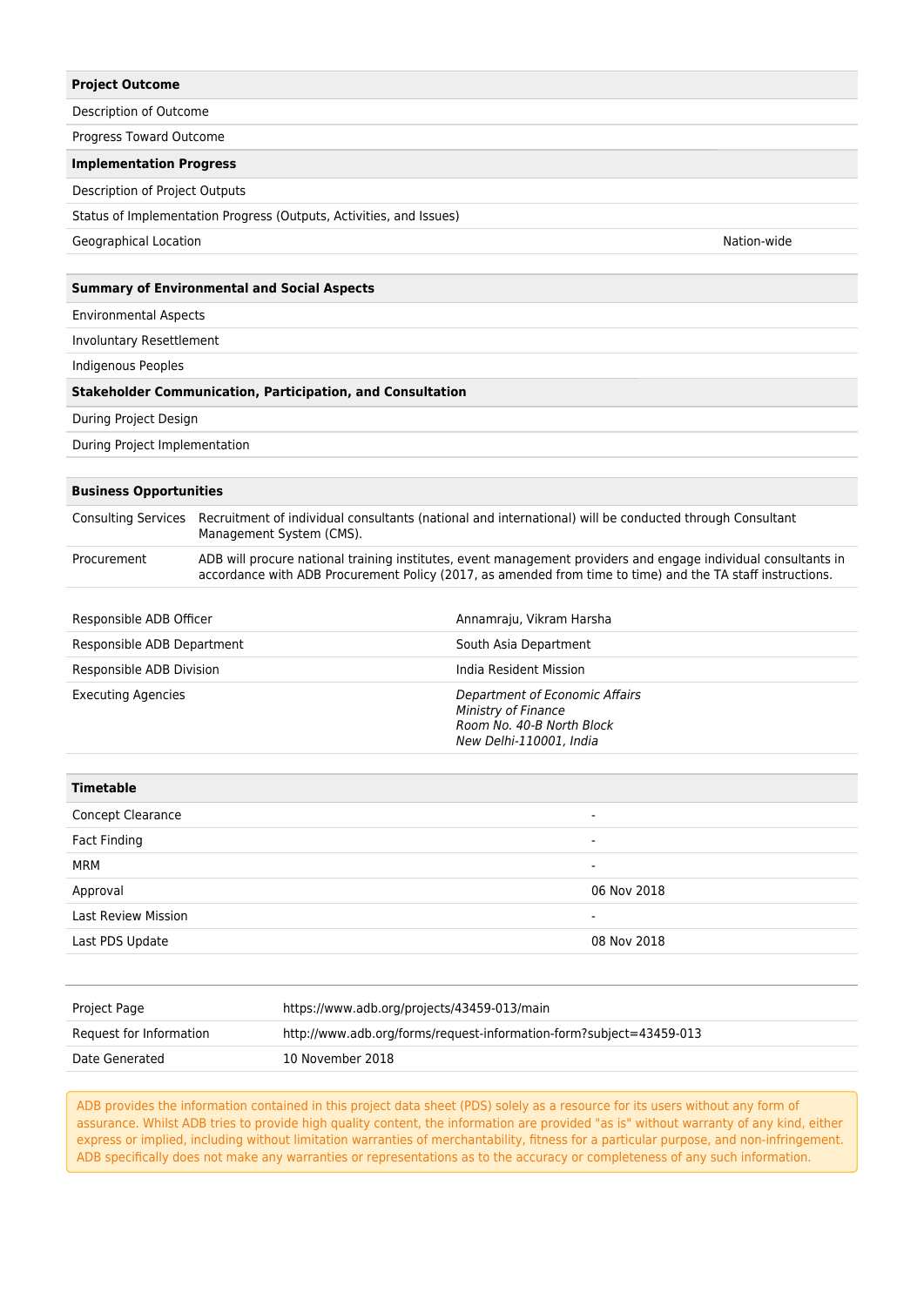| Project Outcome | |
|---|---|
| Description of Outcome | |
| Progress Toward Outcome | |
| **Implementation Progress** | |
| Description of Project Outputs | |
| Status of Implementation Progress (Outputs, Activities, and Issues) | |
| Geographical Location | Nation-wide |

| Summary of Environmental and Social Aspects | |
|---|---|
| Environmental Aspects | |
| Involuntary Resettlement | |
| Indigenous Peoples | |
| **Stakeholder Communication, Participation, and Consultation** | |
| During Project Design | |
| During Project Implementation | |

| Business Opportunities | |
|---|---|
| Consulting Services | Recruitment of individual consultants (national and international) will be conducted through Consultant Management System (CMS). |
| Procurement | ADB will procure national training institutes, event management providers and engage individual consultants in accordance with ADB Procurement Policy (2017, as amended from time to time) and the TA staff instructions. |

| | |
|---|---|
| Responsible ADB Officer | Annamraju, Vikram Harsha |
| Responsible ADB Department | South Asia Department |
| Responsible ADB Division | India Resident Mission |
| Executing Agencies | *Department of Economic Affairs*<br>*Ministry of Finance*<br>*Room No. 40-B North Block*<br>*New Delhi-110001, India* |

| Timetable | |
|---|---|
| Concept Clearance | - |
| Fact Finding | - |
| MRM | - |
| Approval | 06 Nov 2018 |
| Last Review Mission | - |
| Last PDS Update | 08 Nov 2018 |

| | |
|---|---|
| Project Page | https://www.adb.org/projects/43459-013/main |
| Request for Information | http://www.adb.org/forms/request-information-form?subject=43459-013 |
| Date Generated | 10 November 2018 |

ADB provides the information contained in this project data sheet (PDS) solely as a resource for its users without any form of assurance. Whilst ADB tries to provide high quality content, the information are provided "as is" without warranty of any kind, either express or implied, including without limitation warranties of merchantability, fitness for a particular purpose, and non-infringement. ADB specifically does not make any warranties or representations as to the accuracy or completeness of any such information.